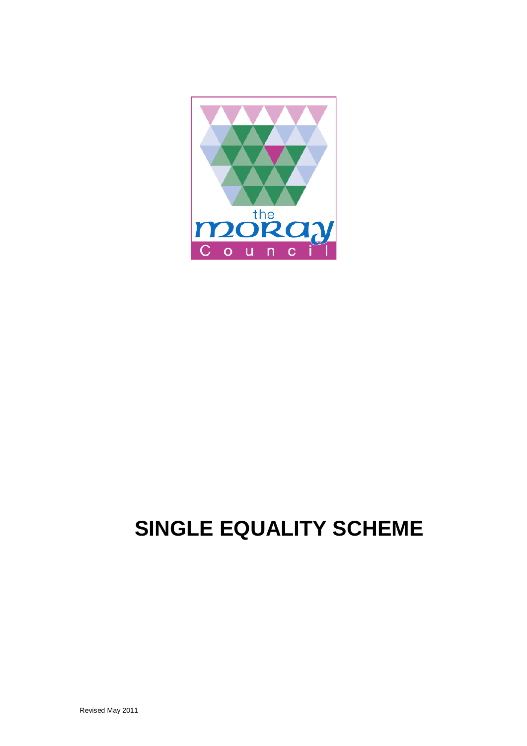the moray Council

# SINGLE EQUALITY SCHEME

Revised May 2011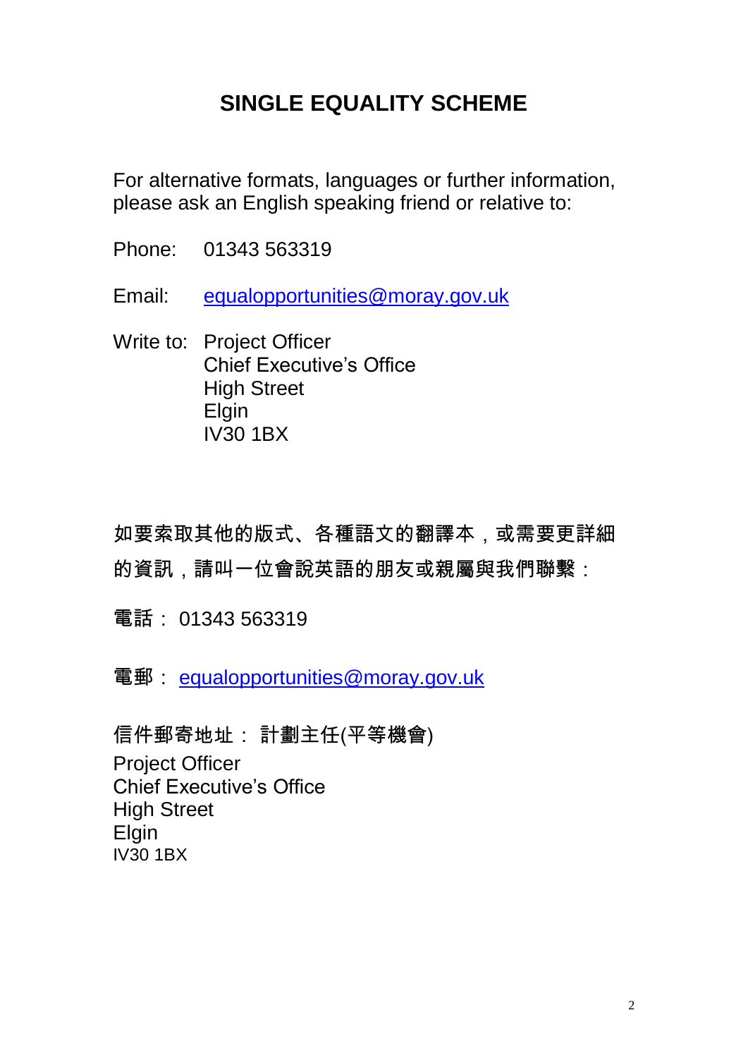# SINGLE EQUALITY SCHEME

For alternative formats, languages or further information, please ask an English speaking friend or relative to:

Phone: 01343 563319

Email: equalopportunities@moray.gov.uk

Write to: Project Officer
Chief Executive's Office
High Street
Elgin
IV30 1BX

如要索取其他的版式、各種語文的翻譯本，或需要更詳細的資訊，請叫一位會說英語的朋友或親屬與我們聯繫：

電話：01343 563319

電郵：equalopportunities@moray.gov.uk

信件郵寄地址：計劃主任(平等機會)
Project Officer
Chief Executive's Office
High Street
Elgin
IV30 1BX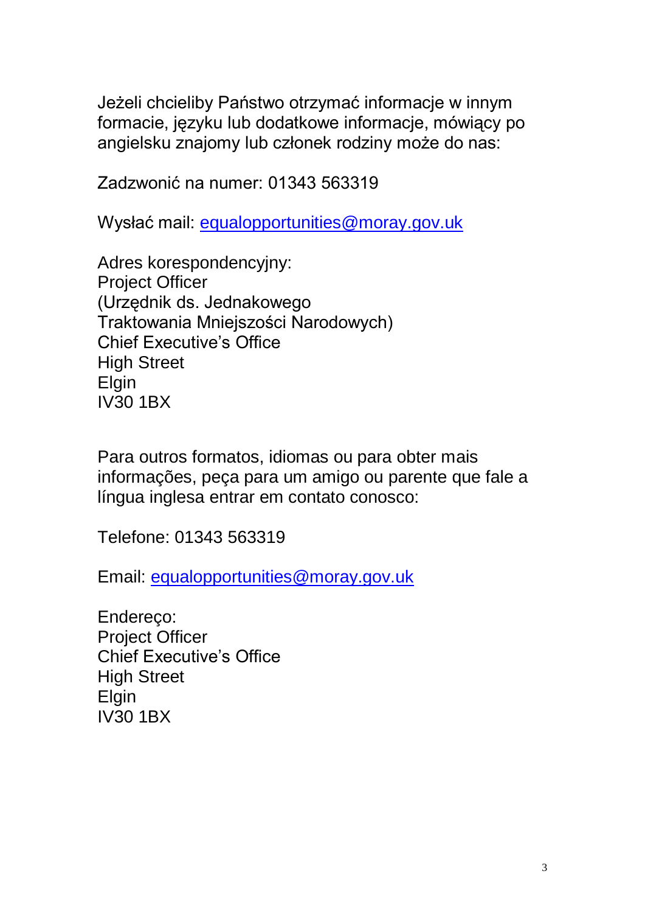Jeżeli chcieliby Państwo otrzymać informacje w innym formacie, języku lub dodatkowe informacje, mówiący po angielsku znajomy lub członek rodziny może do nas:

Zadzwonić na numer: 01343 563319

Wysłać mail: [equalopportunities@moray.gov.uk](mailto:equalopportunities@moray.gov.uk)

Adres korespondencyjny:  
Project Officer  
(Urzędnik ds. Jednakowego  
Traktowania Mniejszości Narodowych)  
Chief Executive's Office  
High Street  
Elgin  
IV30 1BX

Para outros formatos, idiomas ou para obter mais informações, peça para um amigo ou parente que fale a língua inglesa entrar em contato conosco:

Telefone: 01343 563319

Email: [equalopportunities@moray.gov.uk](mailto:equalopportunities@moray.gov.uk)

Endereço:  
Project Officer  
Chief Executive's Office  
High Street  
Elgin  
IV30 1BX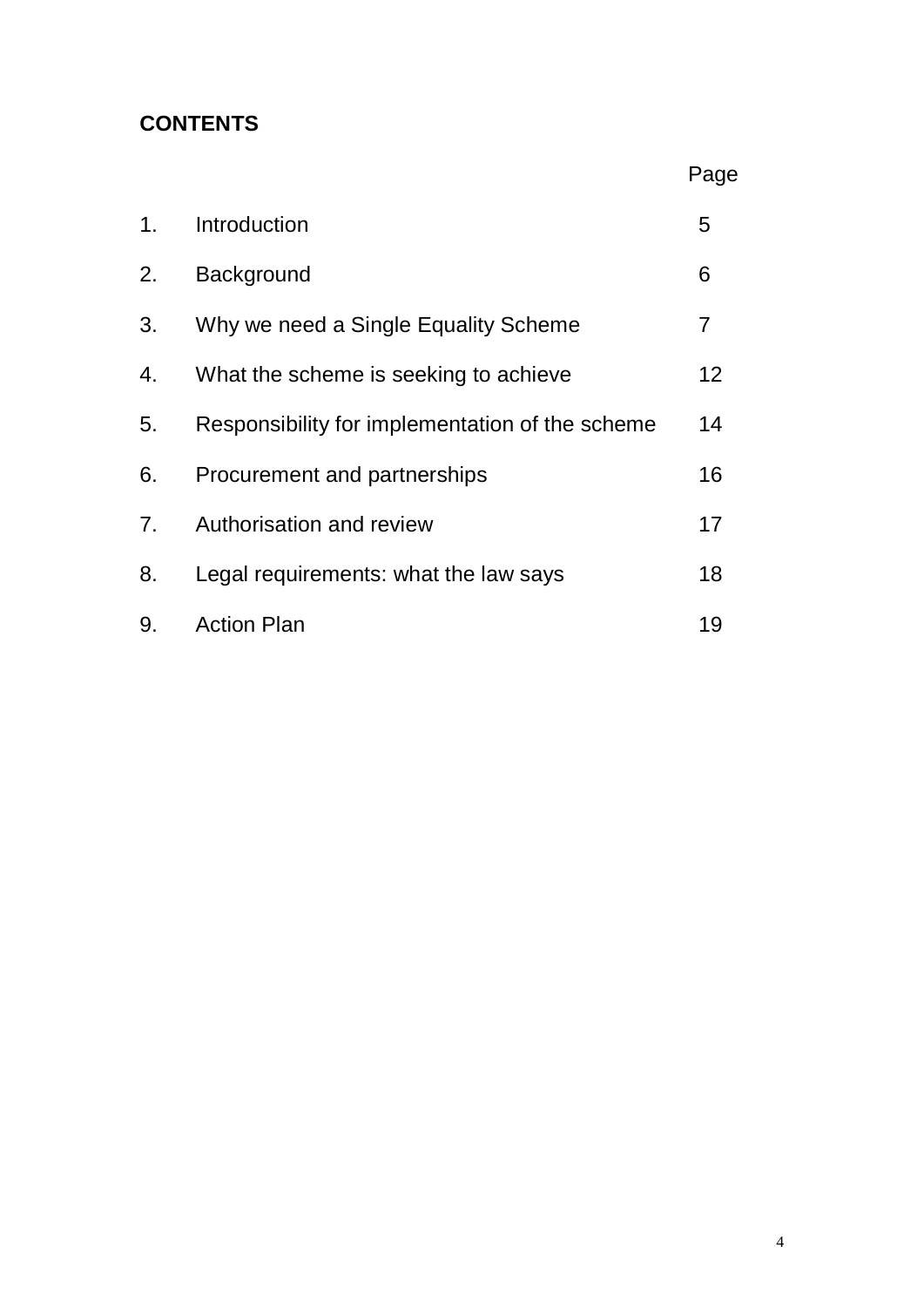## CONTENTS

| | | Page |
|---|---|---|
| 1. | Introduction | 5 |
| 2. | Background | 6 |
| 3. | Why we need a Single Equality Scheme | 7 |
| 4. | What the scheme is seeking to achieve | 12 |
| 5. | Responsibility for implementation of the scheme | 14 |
| 6. | Procurement and partnerships | 16 |
| 7. | Authorisation and review | 17 |
| 8. | Legal requirements: what the law says | 18 |
| 9. | Action Plan | 19 |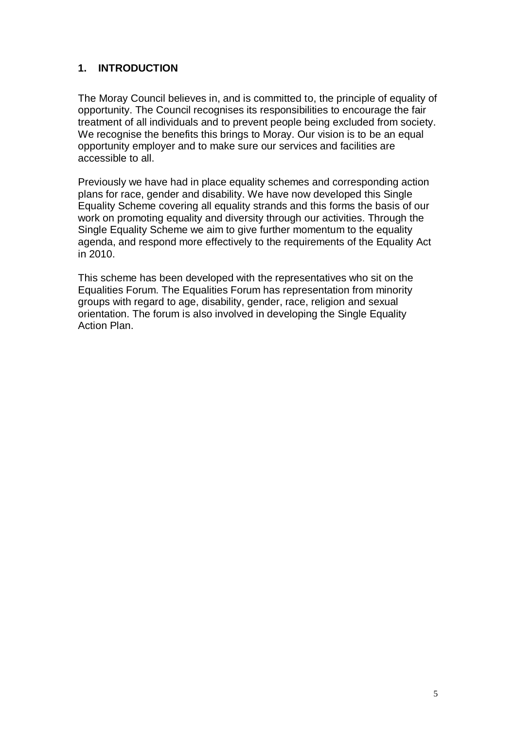## 1. INTRODUCTION

The Moray Council believes in, and is committed to, the principle of equality of opportunity. The Council recognises its responsibilities to encourage the fair treatment of all individuals and to prevent people being excluded from society. We recognise the benefits this brings to Moray. Our vision is to be an equal opportunity employer and to make sure our services and facilities are accessible to all.

Previously we have had in place equality schemes and corresponding action plans for race, gender and disability. We have now developed this Single Equality Scheme covering all equality strands and this forms the basis of our work on promoting equality and diversity through our activities. Through the Single Equality Scheme we aim to give further momentum to the equality agenda, and respond more effectively to the requirements of the Equality Act in 2010.

This scheme has been developed with the representatives who sit on the Equalities Forum. The Equalities Forum has representation from minority groups with regard to age, disability, gender, race, religion and sexual orientation. The forum is also involved in developing the Single Equality Action Plan.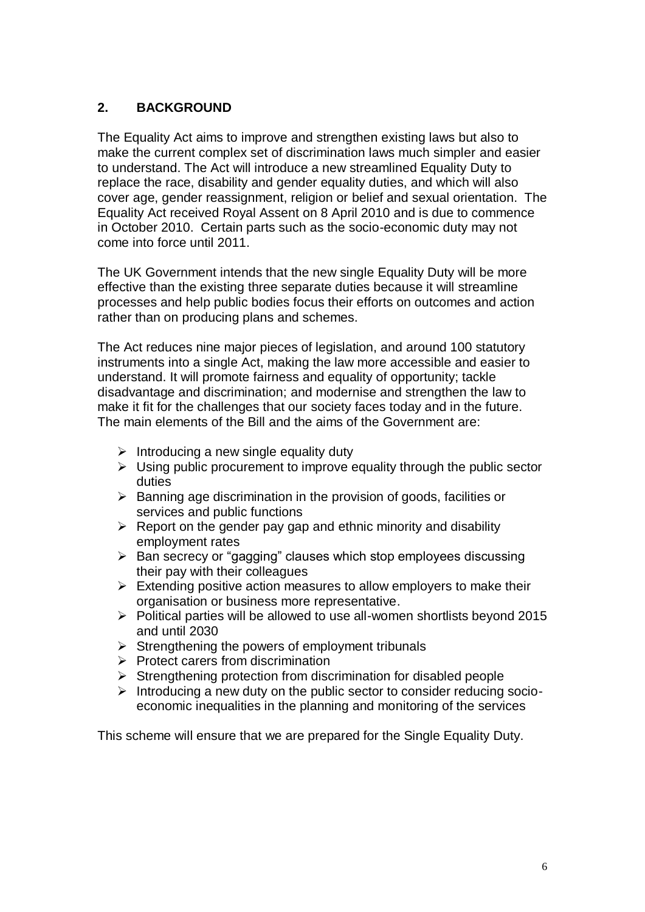## 2. BACKGROUND

The Equality Act aims to improve and strengthen existing laws but also to make the current complex set of discrimination laws much simpler and easier to understand. The Act will introduce a new streamlined Equality Duty to replace the race, disability and gender equality duties, and which will also cover age, gender reassignment, religion or belief and sexual orientation. The Equality Act received Royal Assent on 8 April 2010 and is due to commence in October 2010. Certain parts such as the socio-economic duty may not come into force until 2011.

The UK Government intends that the new single Equality Duty will be more effective than the existing three separate duties because it will streamline processes and help public bodies focus their efforts on outcomes and action rather than on producing plans and schemes.

The Act reduces nine major pieces of legislation, and around 100 statutory instruments into a single Act, making the law more accessible and easier to understand. It will promote fairness and equality of opportunity; tackle disadvantage and discrimination; and modernise and strengthen the law to make it fit for the challenges that our society faces today and in the future. The main elements of the Bill and the aims of the Government are:

- Introducing a new single equality duty
- Using public procurement to improve equality through the public sector duties
- Banning age discrimination in the provision of goods, facilities or services and public functions
- Report on the gender pay gap and ethnic minority and disability employment rates
- Ban secrecy or "gagging" clauses which stop employees discussing their pay with their colleagues
- Extending positive action measures to allow employers to make their organisation or business more representative.
- Political parties will be allowed to use all-women shortlists beyond 2015 and until 2030
- Strengthening the powers of employment tribunals
- Protect carers from discrimination
- Strengthening protection from discrimination for disabled people
- Introducing a new duty on the public sector to consider reducing socio-economic inequalities in the planning and monitoring of the services

This scheme will ensure that we are prepared for the Single Equality Duty.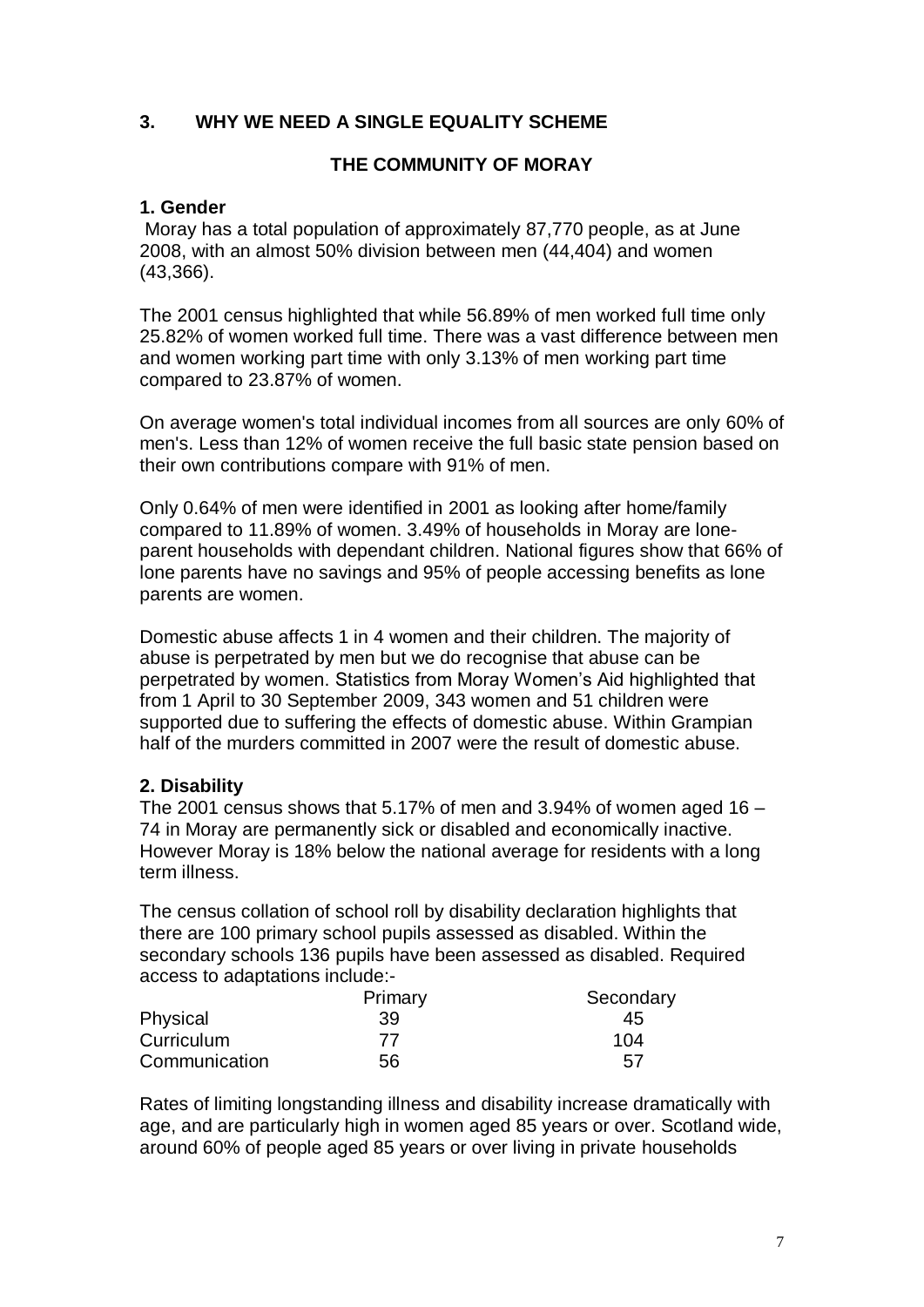## 3. WHY WE NEED A SINGLE EQUALITY SCHEME

### THE COMMUNITY OF MORAY

**1. Gender**

Moray has a total population of approximately 87,770 people, as at June 2008, with an almost 50% division between men (44,404) and women (43,366).

The 2001 census highlighted that while 56.89% of men worked full time only 25.82% of women worked full time. There was a vast difference between men and women working part time with only 3.13% of men working part time compared to 23.87% of women.

On average women's total individual incomes from all sources are only 60% of men's. Less than 12% of women receive the full basic state pension based on their own contributions compare with 91% of men.

Only 0.64% of men were identified in 2001 as looking after home/family compared to 11.89% of women. 3.49% of households in Moray are lone-parent households with dependant children. National figures show that 66% of lone parents have no savings and 95% of people accessing benefits as lone parents are women.

Domestic abuse affects 1 in 4 women and their children. The majority of abuse is perpetrated by men but we do recognise that abuse can be perpetrated by women. Statistics from Moray Women's Aid highlighted that from 1 April to 30 September 2009, 343 women and 51 children were supported due to suffering the effects of domestic abuse. Within Grampian half of the murders committed in 2007 were the result of domestic abuse.

**2. Disability**

The 2001 census shows that 5.17% of men and 3.94% of women aged 16 – 74 in Moray are permanently sick or disabled and economically inactive. However Moray is 18% below the national average for residents with a long term illness.

The census collation of school roll by disability declaration highlights that there are 100 primary school pupils assessed as disabled. Within the secondary schools 136 pupils have been assessed as disabled. Required access to adaptations include:-

| | Primary | Secondary |
|---|---|---|
| Physical | 39 | 45 |
| Curriculum | 77 | 104 |
| Communication | 56 | 57 |

Rates of limiting longstanding illness and disability increase dramatically with age, and are particularly high in women aged 85 years or over. Scotland wide, around 60% of people aged 85 years or over living in private households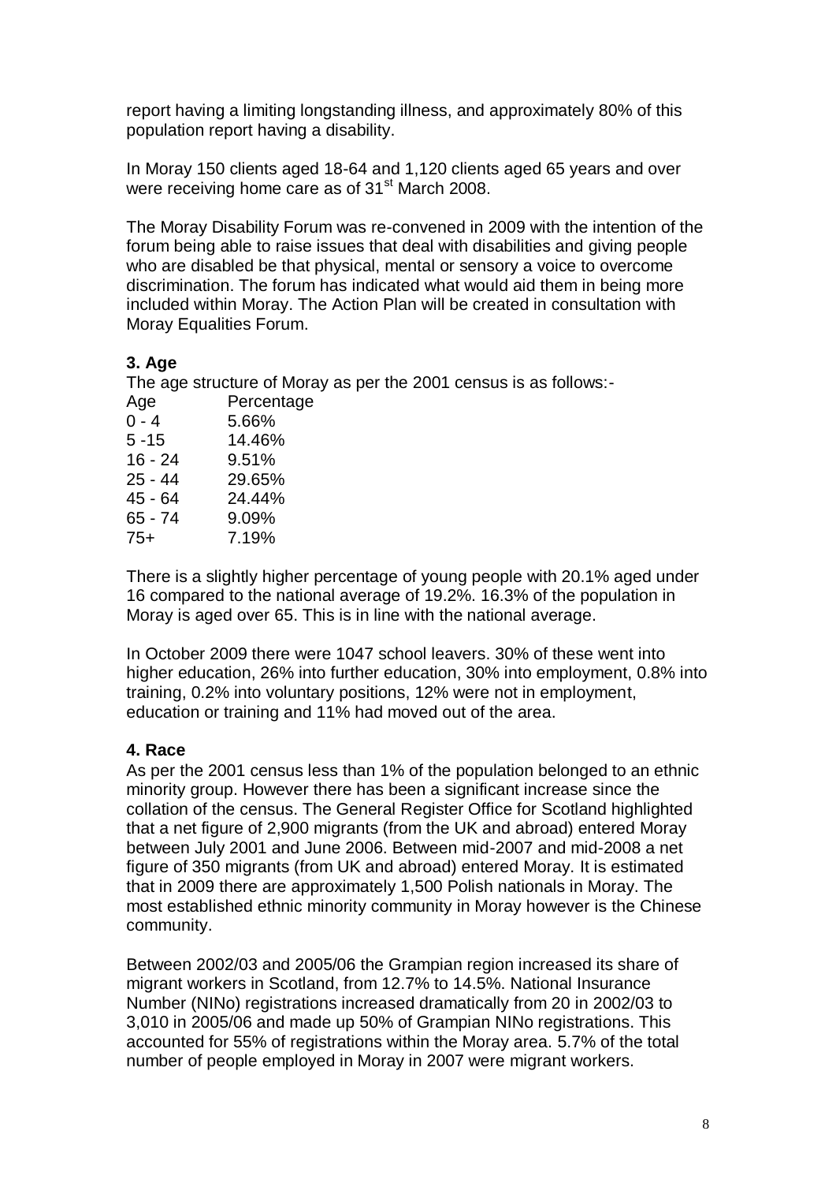report having a limiting longstanding illness, and approximately 80% of this population report having a disability.

In Moray 150 clients aged 18-64 and 1,120 clients aged 65 years and over were receiving home care as of 31st March 2008.

The Moray Disability Forum was re-convened in 2009 with the intention of the forum being able to raise issues that deal with disabilities and giving people who are disabled be that physical, mental or sensory a voice to overcome discrimination. The forum has indicated what would aid them in being more included within Moray. The Action Plan will be created in consultation with Moray Equalities Forum.

### 3. Age

The age structure of Moray as per the 2001 census is as follows:-

| Age | Percentage |
|---|---|
| 0 - 4 | 5.66% |
| 5 -15 | 14.46% |
| 16 - 24 | 9.51% |
| 25 - 44 | 29.65% |
| 45 - 64 | 24.44% |
| 65 - 74 | 9.09% |
| 75+ | 7.19% |

There is a slightly higher percentage of young people with 20.1% aged under 16 compared to the national average of 19.2%. 16.3% of the population in Moray is aged over 65. This is in line with the national average.

In October 2009 there were 1047 school leavers. 30% of these went into higher education, 26% into further education, 30% into employment, 0.8% into training, 0.2% into voluntary positions, 12% were not in employment, education or training and 11% had moved out of the area.

### 4. Race

As per the 2001 census less than 1% of the population belonged to an ethnic minority group. However there has been a significant increase since the collation of the census. The General Register Office for Scotland highlighted that a net figure of 2,900 migrants (from the UK and abroad) entered Moray between July 2001 and June 2006. Between mid-2007 and mid-2008 a net figure of 350 migrants (from UK and abroad) entered Moray. It is estimated that in 2009 there are approximately 1,500 Polish nationals in Moray. The most established ethnic minority community in Moray however is the Chinese community.

Between 2002/03 and 2005/06 the Grampian region increased its share of migrant workers in Scotland, from 12.7% to 14.5%. National Insurance Number (NINo) registrations increased dramatically from 20 in 2002/03 to 3,010 in 2005/06 and made up 50% of Grampian NINo registrations. This accounted for 55% of registrations within the Moray area. 5.7% of the total number of people employed in Moray in 2007 were migrant workers.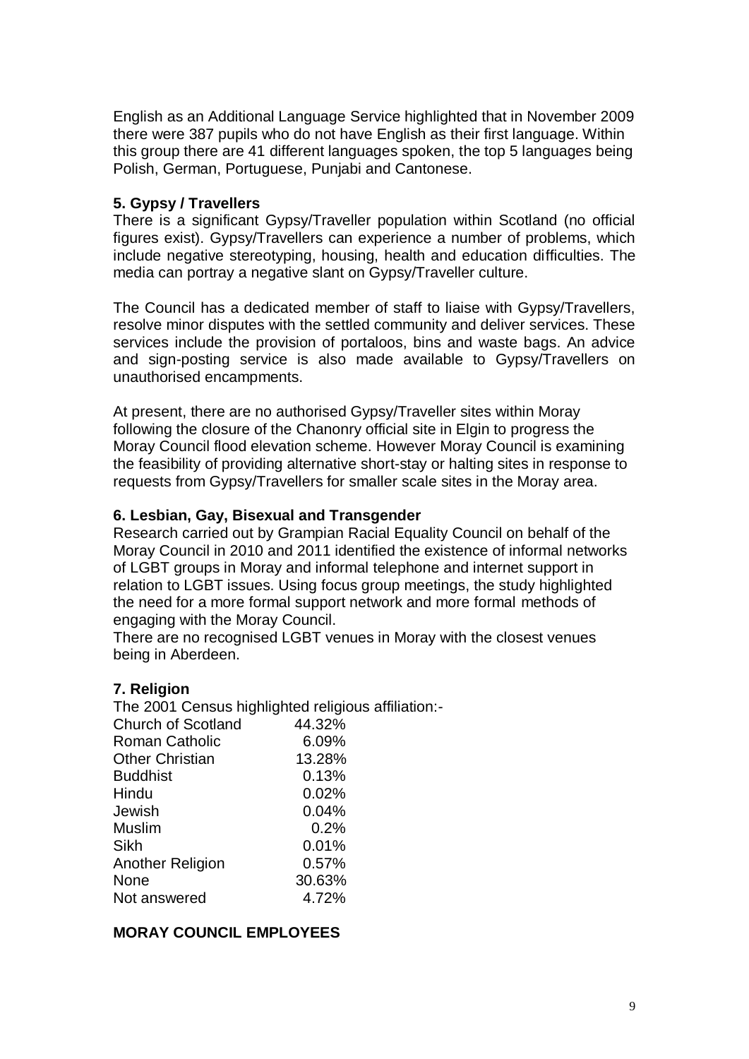English as an Additional Language Service highlighted that in November 2009 there were 387 pupils who do not have English as their first language. Within this group there are 41 different languages spoken, the top 5 languages being Polish, German, Portuguese, Punjabi and Cantonese.

**5. Gypsy / Travellers**

There is a significant Gypsy/Traveller population within Scotland (no official figures exist). Gypsy/Travellers can experience a number of problems, which include negative stereotyping, housing, health and education difficulties. The media can portray a negative slant on Gypsy/Traveller culture.

The Council has a dedicated member of staff to liaise with Gypsy/Travellers, resolve minor disputes with the settled community and deliver services. These services include the provision of portaloos, bins and waste bags. An advice and sign-posting service is also made available to Gypsy/Travellers on unauthorised encampments.

At present, there are no authorised Gypsy/Traveller sites within Moray following the closure of the Chanonry official site in Elgin to progress the Moray Council flood elevation scheme. However Moray Council is examining the feasibility of providing alternative short-stay or halting sites in response to requests from Gypsy/Travellers for smaller scale sites in the Moray area.

**6. Lesbian, Gay, Bisexual and Transgender**

Research carried out by Grampian Racial Equality Council on behalf of the Moray Council in 2010 and 2011 identified the existence of informal networks of LGBT groups in Moray and informal telephone and internet support in relation to LGBT issues. Using focus group meetings, the study highlighted the need for a more formal support network and more formal methods of engaging with the Moray Council.

There are no recognised LGBT venues in Moray with the closest venues being in Aberdeen.

**7. Religion**

The 2001 Census highlighted religious affiliation:-

| Religion | Percentage |
|---|---|
| Church of Scotland | 44.32% |
| Roman Catholic | 6.09% |
| Other Christian | 13.28% |
| Buddhist | 0.13% |
| Hindu | 0.02% |
| Jewish | 0.04% |
| Muslim | 0.2% |
| Sikh | 0.01% |
| Another Religion | 0.57% |
| None | 30.63% |
| Not answered | 4.72% |

**MORAY COUNCIL EMPLOYEES**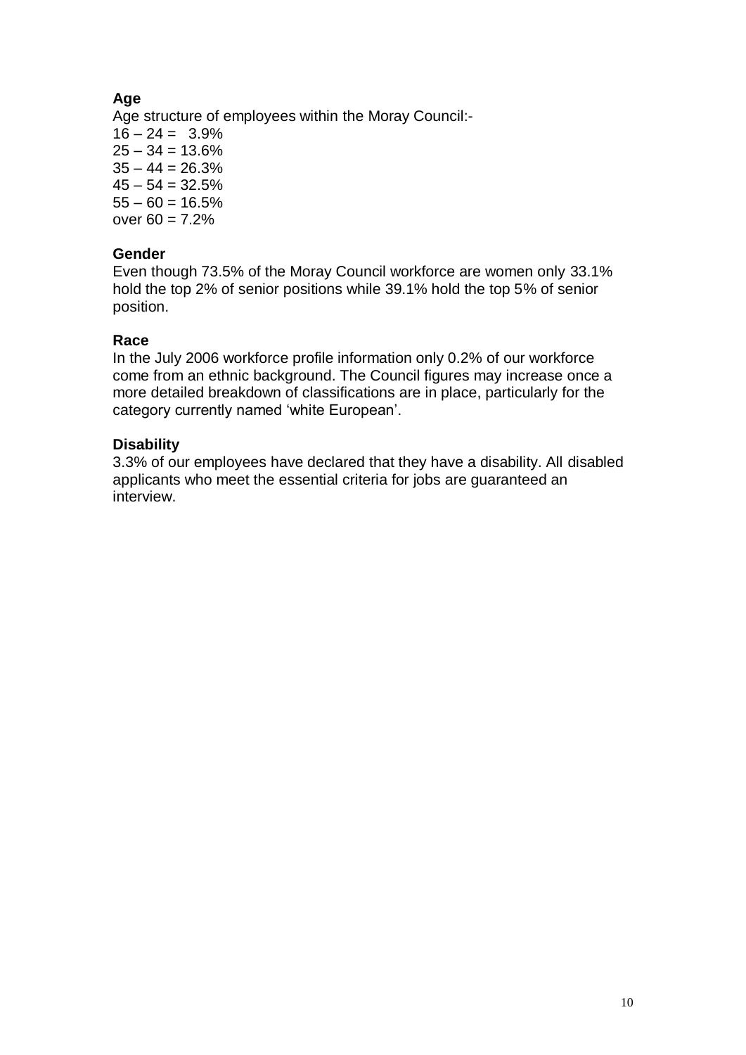**Age**

Age structure of employees within the Moray Council:-

16 – 24 = 3.9%
25 – 34 = 13.6%
35 – 44 = 26.3%
45 – 54 = 32.5%
55 – 60 = 16.5%
over 60 = 7.2%

**Gender**

Even though 73.5% of the Moray Council workforce are women only 33.1% hold the top 2% of senior positions while 39.1% hold the top 5% of senior position.

**Race**

In the July 2006 workforce profile information only 0.2% of our workforce come from an ethnic background. The Council figures may increase once a more detailed breakdown of classifications are in place, particularly for the category currently named 'white European'.

**Disability**

3.3% of our employees have declared that they have a disability. All disabled applicants who meet the essential criteria for jobs are guaranteed an interview.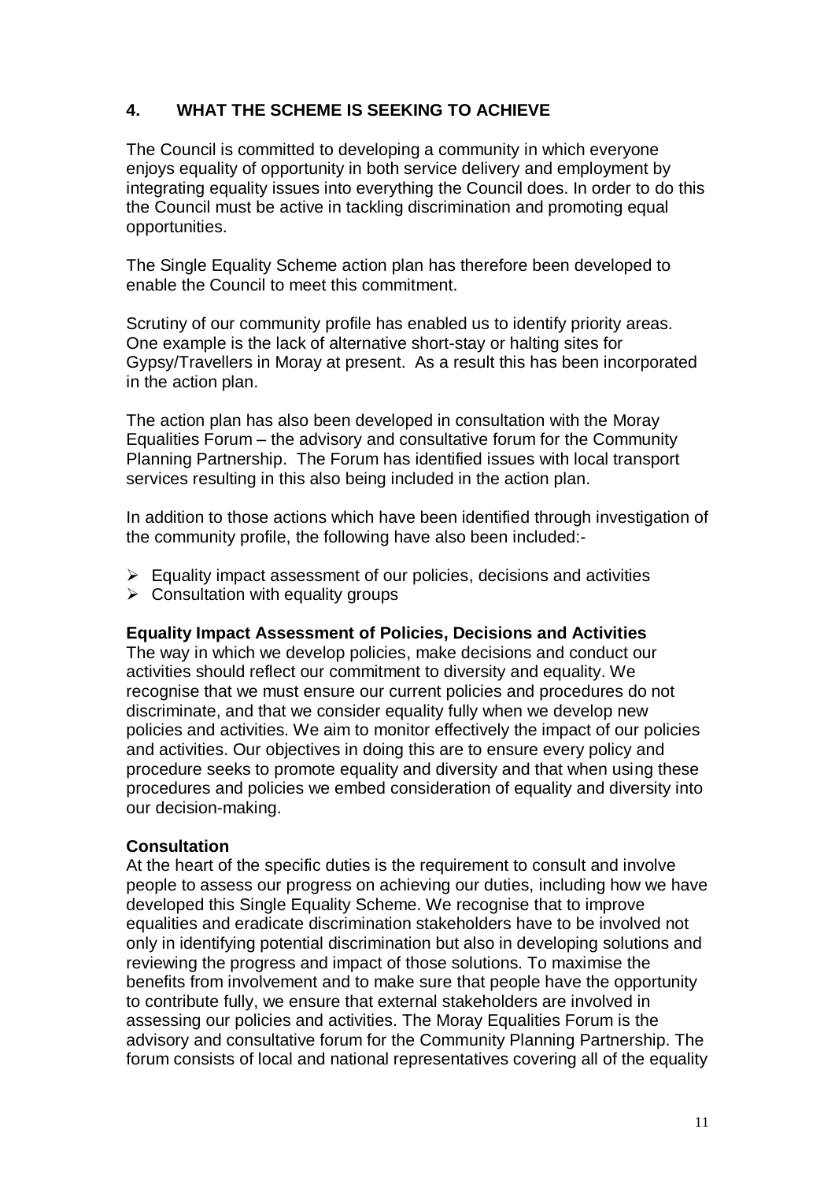## 4. WHAT THE SCHEME IS SEEKING TO ACHIEVE

The Council is committed to developing a community in which everyone enjoys equality of opportunity in both service delivery and employment by integrating equality issues into everything the Council does. In order to do this the Council must be active in tackling discrimination and promoting equal opportunities.

The Single Equality Scheme action plan has therefore been developed to enable the Council to meet this commitment.

Scrutiny of our community profile has enabled us to identify priority areas. One example is the lack of alternative short-stay or halting sites for Gypsy/Travellers in Moray at present. As a result this has been incorporated in the action plan.

The action plan has also been developed in consultation with the Moray Equalities Forum – the advisory and consultative forum for the Community Planning Partnership. The Forum has identified issues with local transport services resulting in this also being included in the action plan.

In addition to those actions which have been identified through investigation of the community profile, the following have also been included:-

- Equality impact assessment of our policies, decisions and activities
- Consultation with equality groups

**Equality Impact Assessment of Policies, Decisions and Activities**
The way in which we develop policies, make decisions and conduct our activities should reflect our commitment to diversity and equality. We recognise that we must ensure our current policies and procedures do not discriminate, and that we consider equality fully when we develop new policies and activities. We aim to monitor effectively the impact of our policies and activities. Our objectives in doing this are to ensure every policy and procedure seeks to promote equality and diversity and that when using these procedures and policies we embed consideration of equality and diversity into our decision-making.

**Consultation**
At the heart of the specific duties is the requirement to consult and involve people to assess our progress on achieving our duties, including how we have developed this Single Equality Scheme. We recognise that to improve equalities and eradicate discrimination stakeholders have to be involved not only in identifying potential discrimination but also in developing solutions and reviewing the progress and impact of those solutions. To maximise the benefits from involvement and to make sure that people have the opportunity to contribute fully, we ensure that external stakeholders are involved in assessing our policies and activities. The Moray Equalities Forum is the advisory and consultative forum for the Community Planning Partnership. The forum consists of local and national representatives covering all of the equality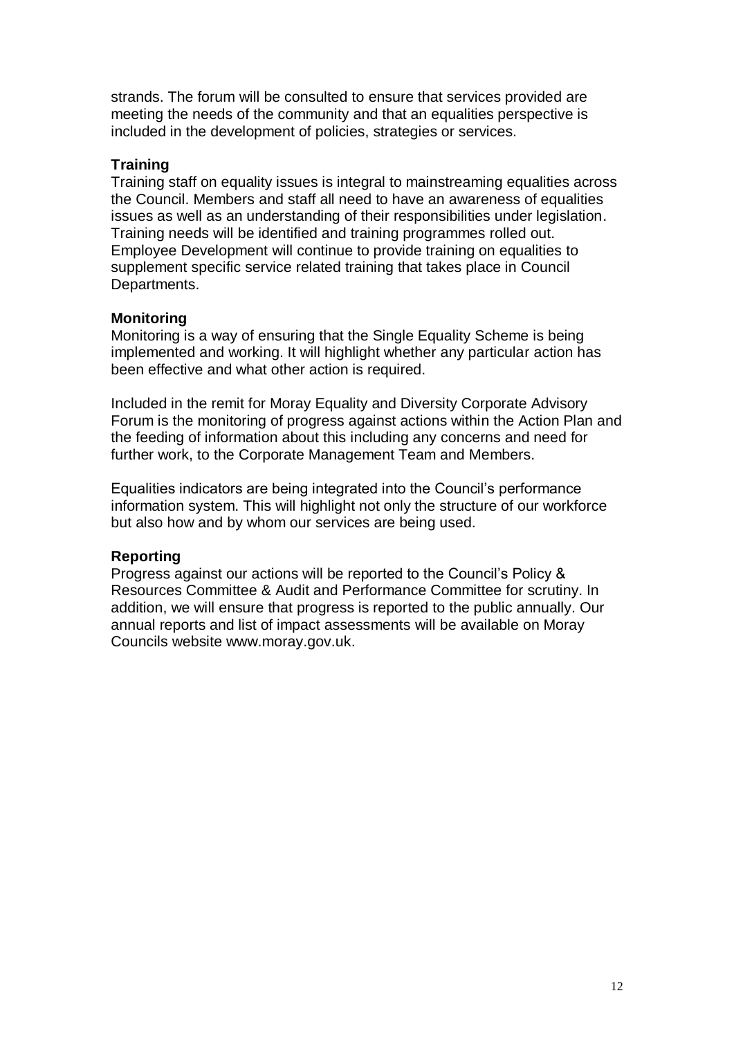strands. The forum will be consulted to ensure that services provided are meeting the needs of the community and that an equalities perspective is included in the development of policies, strategies or services.

**Training**

Training staff on equality issues is integral to mainstreaming equalities across the Council. Members and staff all need to have an awareness of equalities issues as well as an understanding of their responsibilities under legislation. Training needs will be identified and training programmes rolled out. Employee Development will continue to provide training on equalities to supplement specific service related training that takes place in Council Departments.

**Monitoring**

Monitoring is a way of ensuring that the Single Equality Scheme is being implemented and working. It will highlight whether any particular action has been effective and what other action is required.

Included in the remit for Moray Equality and Diversity Corporate Advisory Forum is the monitoring of progress against actions within the Action Plan and the feeding of information about this including any concerns and need for further work, to the Corporate Management Team and Members.

Equalities indicators are being integrated into the Council's performance information system. This will highlight not only the structure of our workforce but also how and by whom our services are being used.

**Reporting**

Progress against our actions will be reported to the Council's Policy & Resources Committee & Audit and Performance Committee for scrutiny. In addition, we will ensure that progress is reported to the public annually. Our annual reports and list of impact assessments will be available on Moray Councils website www.moray.gov.uk.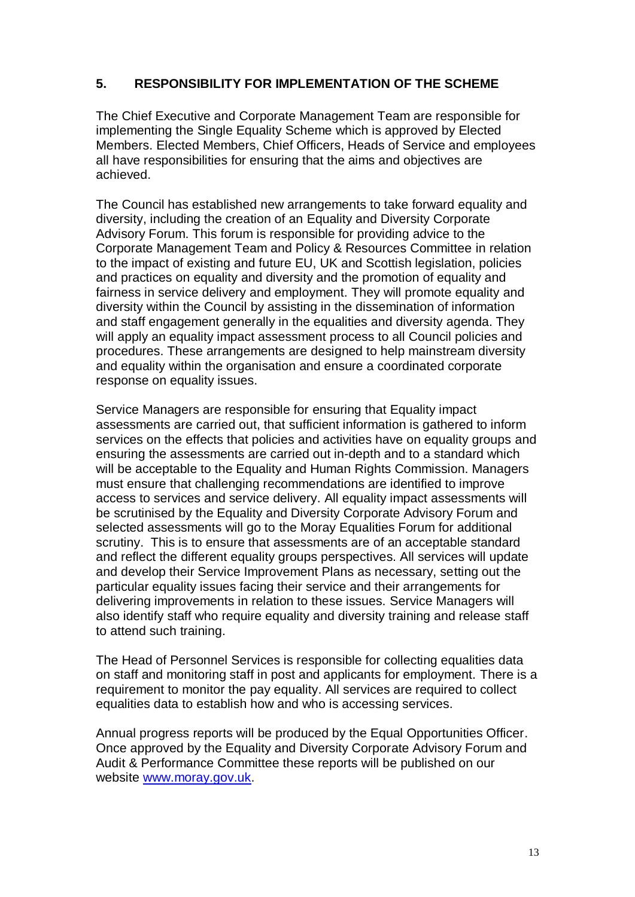## 5. RESPONSIBILITY FOR IMPLEMENTATION OF THE SCHEME

The Chief Executive and Corporate Management Team are responsible for implementing the Single Equality Scheme which is approved by Elected Members. Elected Members, Chief Officers, Heads of Service and employees all have responsibilities for ensuring that the aims and objectives are achieved.

The Council has established new arrangements to take forward equality and diversity, including the creation of an Equality and Diversity Corporate Advisory Forum. This forum is responsible for providing advice to the Corporate Management Team and Policy & Resources Committee in relation to the impact of existing and future EU, UK and Scottish legislation, policies and practices on equality and diversity and the promotion of equality and fairness in service delivery and employment. They will promote equality and diversity within the Council by assisting in the dissemination of information and staff engagement generally in the equalities and diversity agenda. They will apply an equality impact assessment process to all Council policies and procedures. These arrangements are designed to help mainstream diversity and equality within the organisation and ensure a coordinated corporate response on equality issues.

Service Managers are responsible for ensuring that Equality impact assessments are carried out, that sufficient information is gathered to inform services on the effects that policies and activities have on equality groups and ensuring the assessments are carried out in-depth and to a standard which will be acceptable to the Equality and Human Rights Commission. Managers must ensure that challenging recommendations are identified to improve access to services and service delivery. All equality impact assessments will be scrutinised by the Equality and Diversity Corporate Advisory Forum and selected assessments will go to the Moray Equalities Forum for additional scrutiny. This is to ensure that assessments are of an acceptable standard and reflect the different equality groups perspectives. All services will update and develop their Service Improvement Plans as necessary, setting out the particular equality issues facing their service and their arrangements for delivering improvements in relation to these issues. Service Managers will also identify staff who require equality and diversity training and release staff to attend such training.

The Head of Personnel Services is responsible for collecting equalities data on staff and monitoring staff in post and applicants for employment. There is a requirement to monitor the pay equality. All services are required to collect equalities data to establish how and who is accessing services.

Annual progress reports will be produced by the Equal Opportunities Officer. Once approved by the Equality and Diversity Corporate Advisory Forum and Audit & Performance Committee these reports will be published on our website [www.moray.gov.uk](http://www.moray.gov.uk).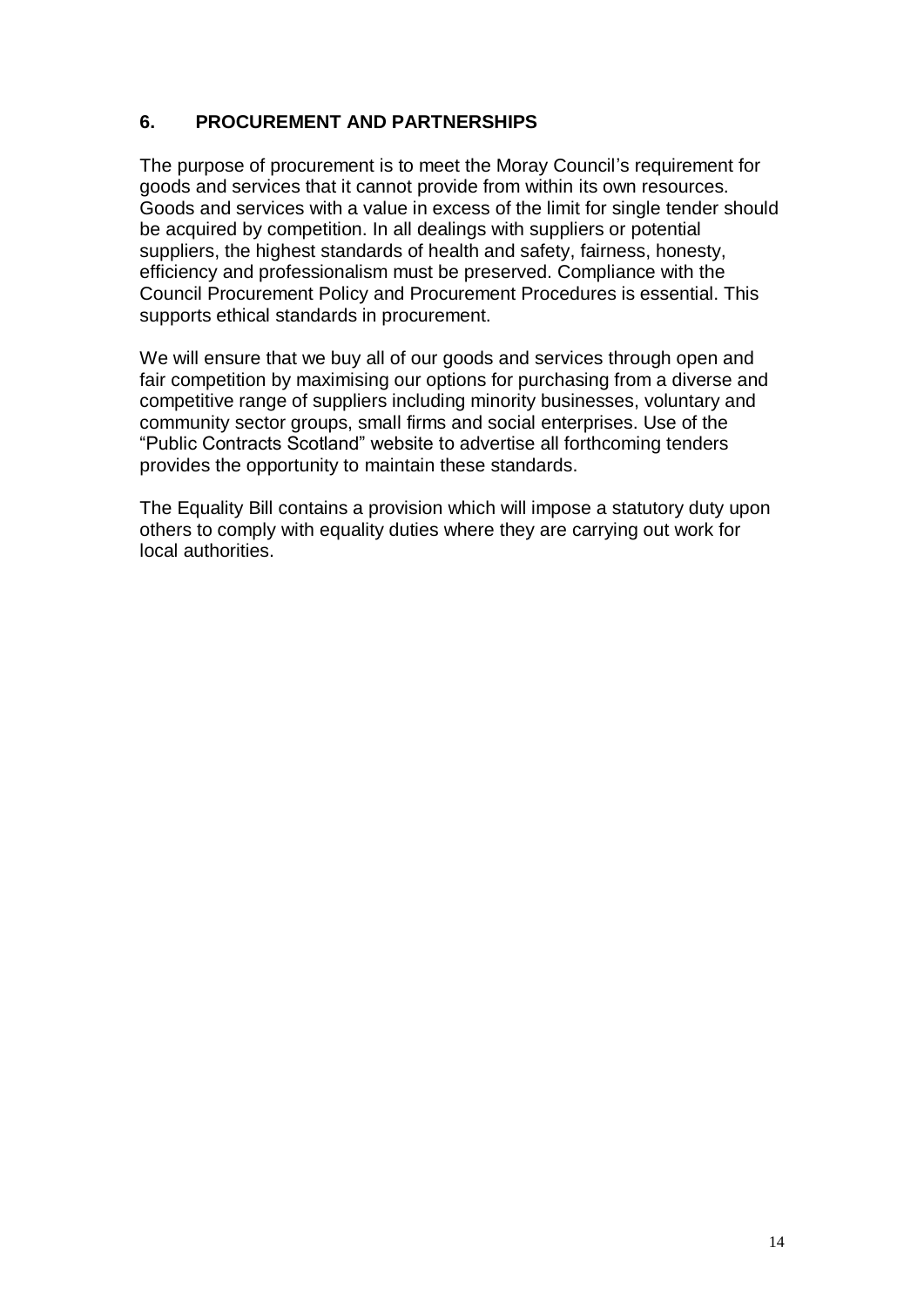## 6. PROCUREMENT AND PARTNERSHIPS

The purpose of procurement is to meet the Moray Council's requirement for goods and services that it cannot provide from within its own resources. Goods and services with a value in excess of the limit for single tender should be acquired by competition. In all dealings with suppliers or potential suppliers, the highest standards of health and safety, fairness, honesty, efficiency and professionalism must be preserved. Compliance with the Council Procurement Policy and Procurement Procedures is essential. This supports ethical standards in procurement.

We will ensure that we buy all of our goods and services through open and fair competition by maximising our options for purchasing from a diverse and competitive range of suppliers including minority businesses, voluntary and community sector groups, small firms and social enterprises. Use of the "Public Contracts Scotland" website to advertise all forthcoming tenders provides the opportunity to maintain these standards.

The Equality Bill contains a provision which will impose a statutory duty upon others to comply with equality duties where they are carrying out work for local authorities.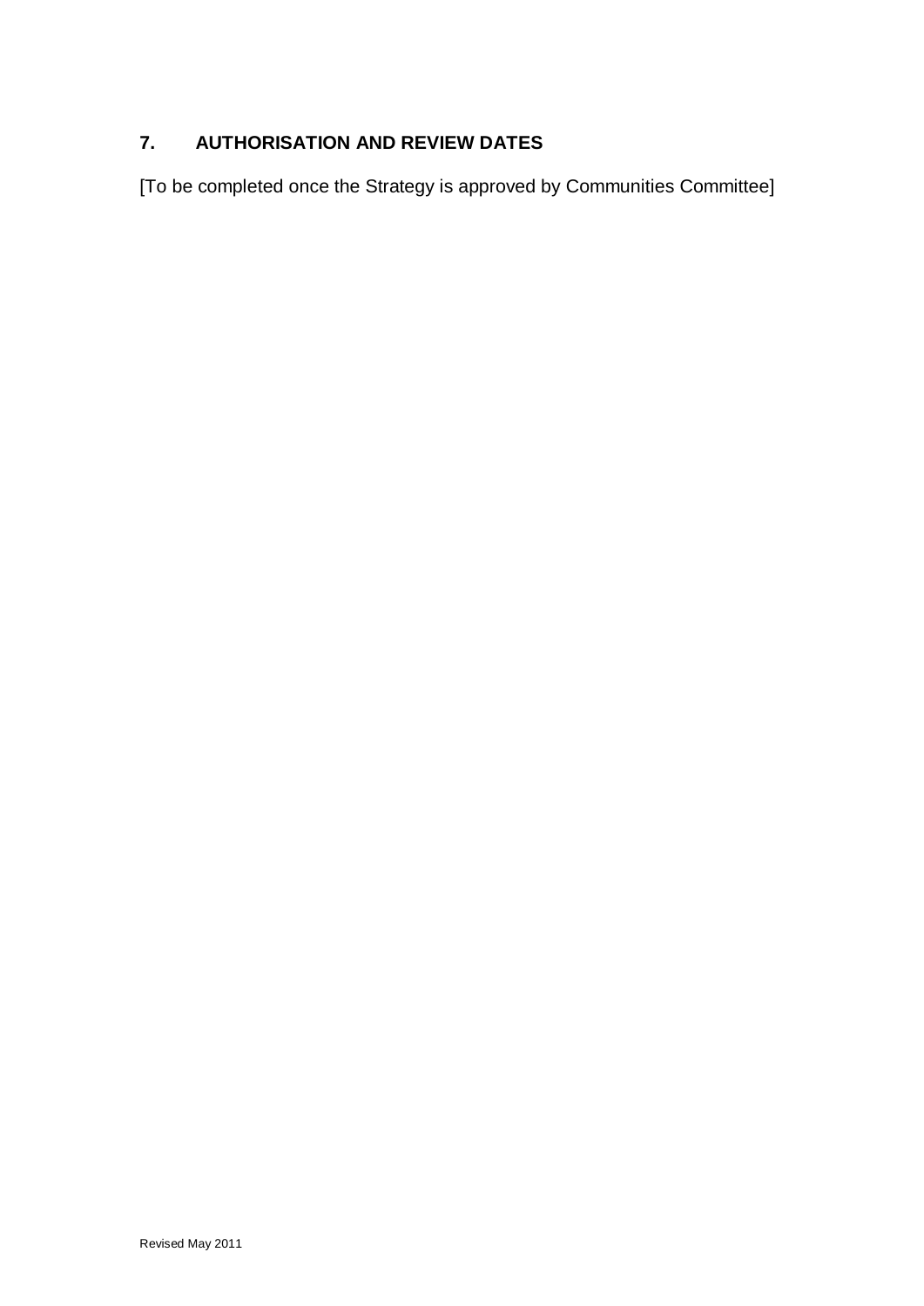## 7. AUTHORISATION AND REVIEW DATES

[To be completed once the Strategy is approved by Communities Committee]

Revised May 2011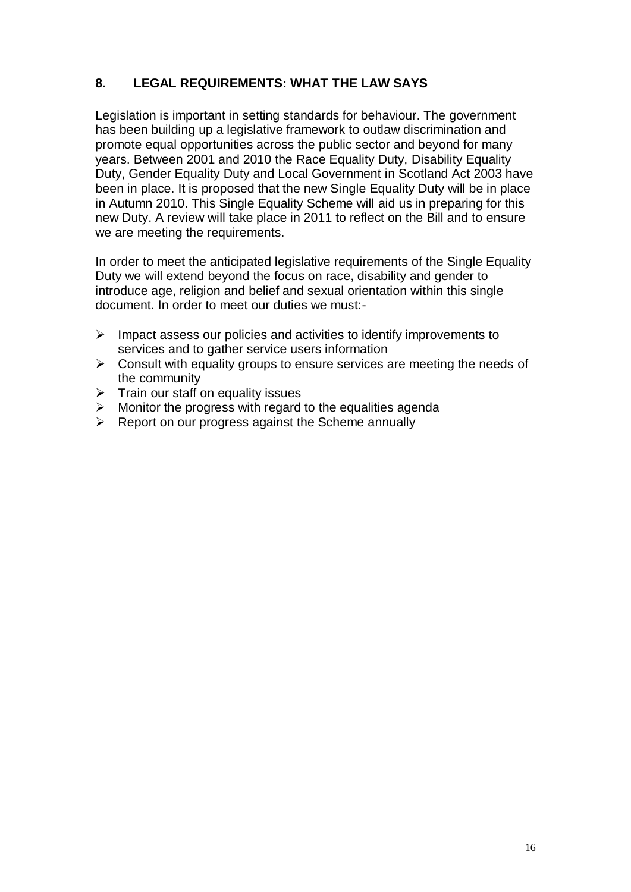## 8. LEGAL REQUIREMENTS: WHAT THE LAW SAYS

Legislation is important in setting standards for behaviour. The government has been building up a legislative framework to outlaw discrimination and promote equal opportunities across the public sector and beyond for many years. Between 2001 and 2010 the Race Equality Duty, Disability Equality Duty, Gender Equality Duty and Local Government in Scotland Act 2003 have been in place. It is proposed that the new Single Equality Duty will be in place in Autumn 2010. This Single Equality Scheme will aid us in preparing for this new Duty. A review will take place in 2011 to reflect on the Bill and to ensure we are meeting the requirements.

In order to meet the anticipated legislative requirements of the Single Equality Duty we will extend beyond the focus on race, disability and gender to introduce age, religion and belief and sexual orientation within this single document. In order to meet our duties we must:-

- Impact assess our policies and activities to identify improvements to services and to gather service users information
- Consult with equality groups to ensure services are meeting the needs of the community
- Train our staff on equality issues
- Monitor the progress with regard to the equalities agenda
- Report on our progress against the Scheme annually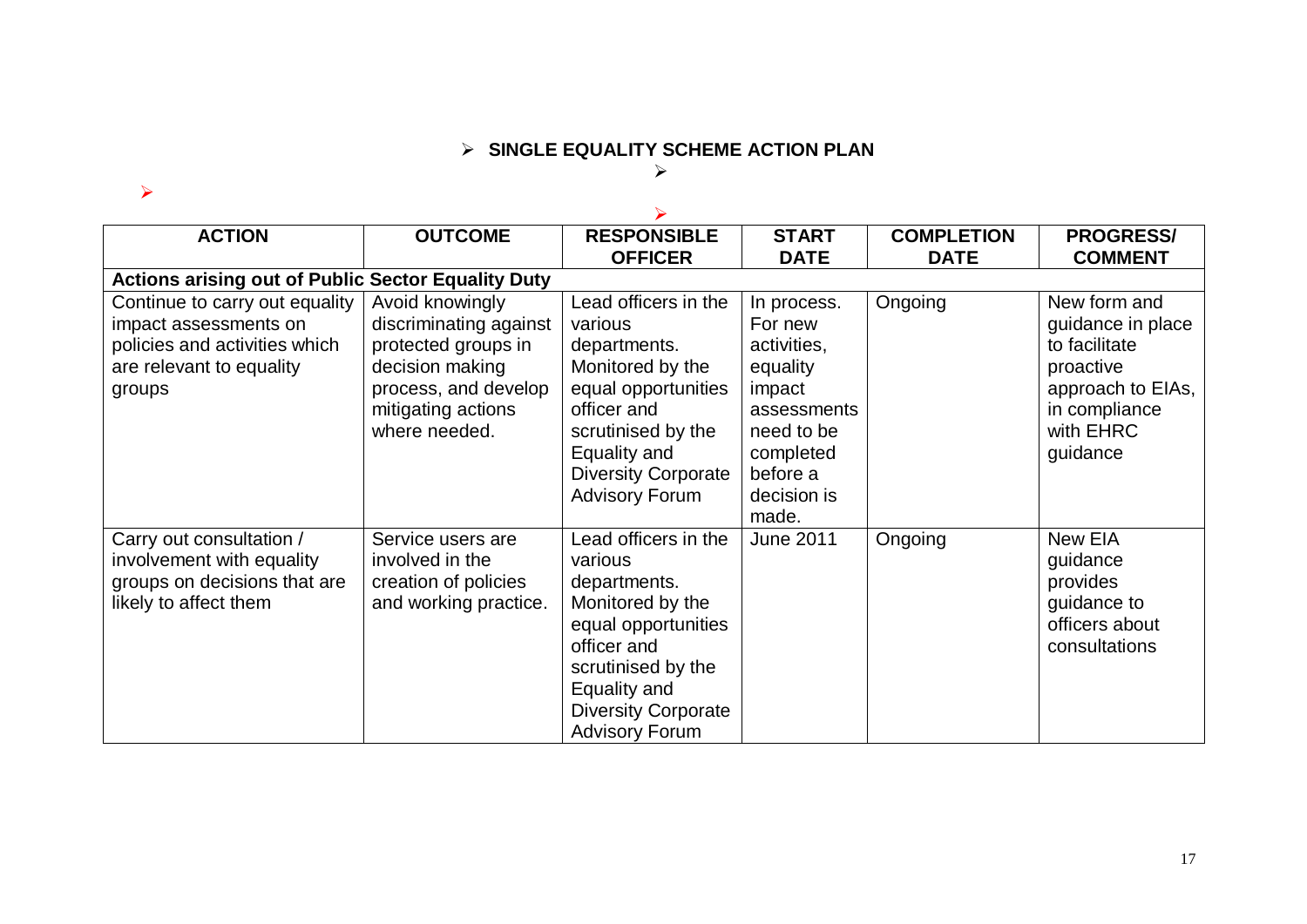## SINGLE EQUALITY SCHEME ACTION PLAN

| ACTION | OUTCOME | RESPONSIBLE OFFICER | START DATE | COMPLETION DATE | PROGRESS/ COMMENT |
|---|---|---|---|---|---|
| **Actions arising out of Public Sector Equality Duty** | | | | | |
| Continue to carry out equality impact assessments on policies and activities which are relevant to equality groups | Avoid knowingly discriminating against protected groups in decision making process, and develop mitigating actions where needed. | Lead officers in the various departments. Monitored by the equal opportunities officer and scrutinised by the Equality and Diversity Corporate Advisory Forum | In process. For new activities, equality impact assessments need to be completed before a decision is made. | Ongoing | New form and guidance in place to facilitate proactive approach to EIAs, in compliance with EHRC guidance |
| Carry out consultation / involvement with equality groups on decisions that are likely to affect them | Service users are involved in the creation of policies and working practice. | Lead officers in the various departments. Monitored by the equal opportunities officer and scrutinised by the Equality and Diversity Corporate Advisory Forum | June 2011 | Ongoing | New EIA guidance provides guidance to officers about consultations |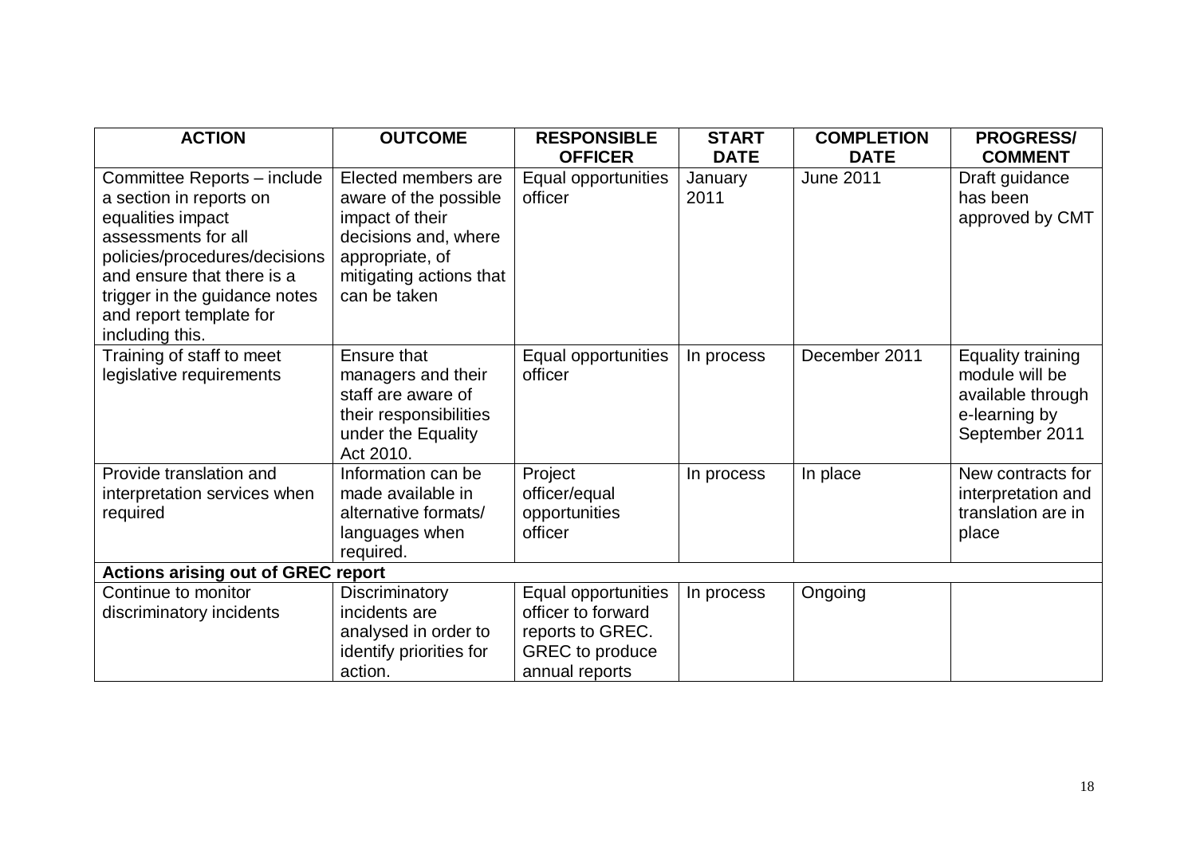| ACTION | OUTCOME | RESPONSIBLE OFFICER | START DATE | COMPLETION DATE | PROGRESS/ COMMENT |
|---|---|---|---|---|---|
| Committee Reports – include a section in reports on equalities impact assessments for all policies/procedures/decisions and ensure that there is a trigger in the guidance notes and report template for including this. | Elected members are aware of the possible impact of their decisions and, where appropriate, of mitigating actions that can be taken | Equal opportunities officer | January 2011 | June 2011 | Draft guidance has been approved by CMT |
| Training of staff to meet legislative requirements | Ensure that managers and their staff are aware of their responsibilities under the Equality Act 2010. | Equal opportunities officer | In process | December 2011 | Equality training module will be available through e-learning by September 2011 |
| Provide translation and interpretation services when required | Information can be made available in alternative formats/ languages when required. | Project officer/equal opportunities officer | In process | In place | New contracts for interpretation and translation are in place |
| **Actions arising out of GREC report** | | | | | |
| Continue to monitor discriminatory incidents | Discriminatory incidents are analysed in order to identify priorities for action. | Equal opportunities officer to forward reports to GREC. GREC to produce annual reports | In process | Ongoing | |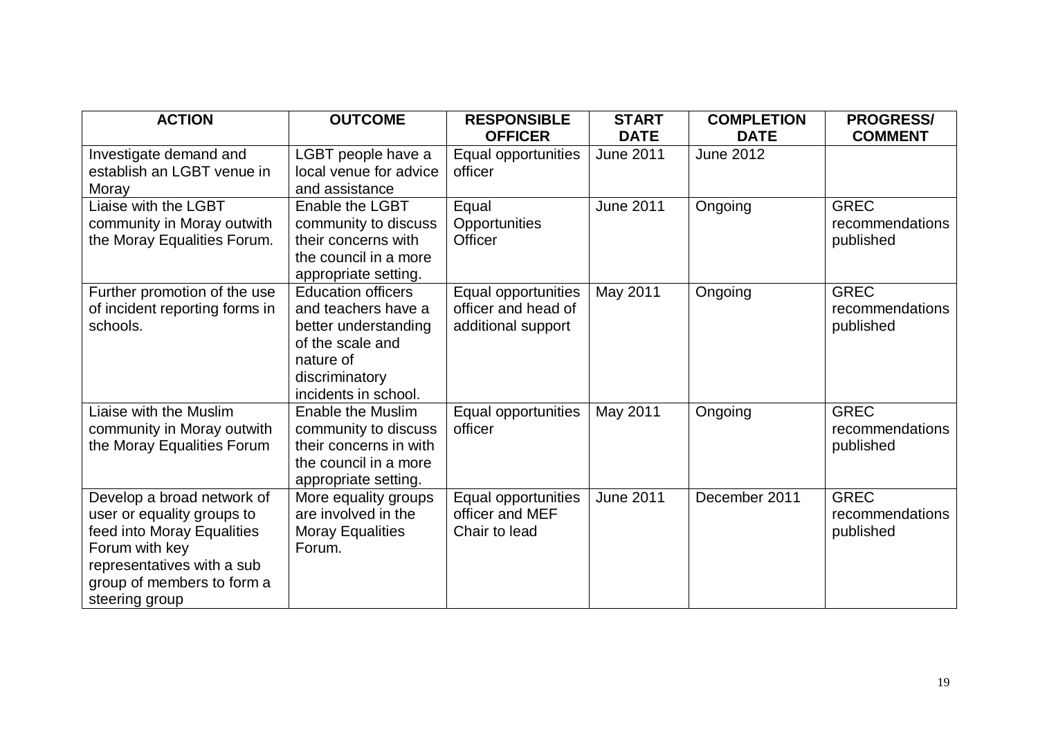| ACTION | OUTCOME | RESPONSIBLE OFFICER | START DATE | COMPLETION DATE | PROGRESS/ COMMENT |
|---|---|---|---|---|---|
| Investigate demand and establish an LGBT venue in Moray | LGBT people have a local venue for advice and assistance | Equal opportunities officer | June 2011 | June 2012 | |
| Liaise with the LGBT community in Moray outwith the Moray Equalities Forum. | Enable the LGBT community to discuss their concerns with the council in a more appropriate setting. | Equal Opportunities Officer | June 2011 | Ongoing | GREC recommendations published |
| Further promotion of the use of incident reporting forms in schools. | Education officers and teachers have a better understanding of the scale and nature of discriminatory incidents in school. | Equal opportunities officer and head of additional support | May 2011 | Ongoing | GREC recommendations published |
| Liaise with the Muslim community in Moray outwith the Moray Equalities Forum | Enable the Muslim community to discuss their concerns in with the council in a more appropriate setting. | Equal opportunities officer | May 2011 | Ongoing | GREC recommendations published |
| Develop a broad network of user or equality groups to feed into Moray Equalities Forum with key representatives with a sub group of members to form a steering group | More equality groups are involved in the Moray Equalities Forum. | Equal opportunities officer and MEF Chair to lead | June 2011 | December 2011 | GREC recommendations published |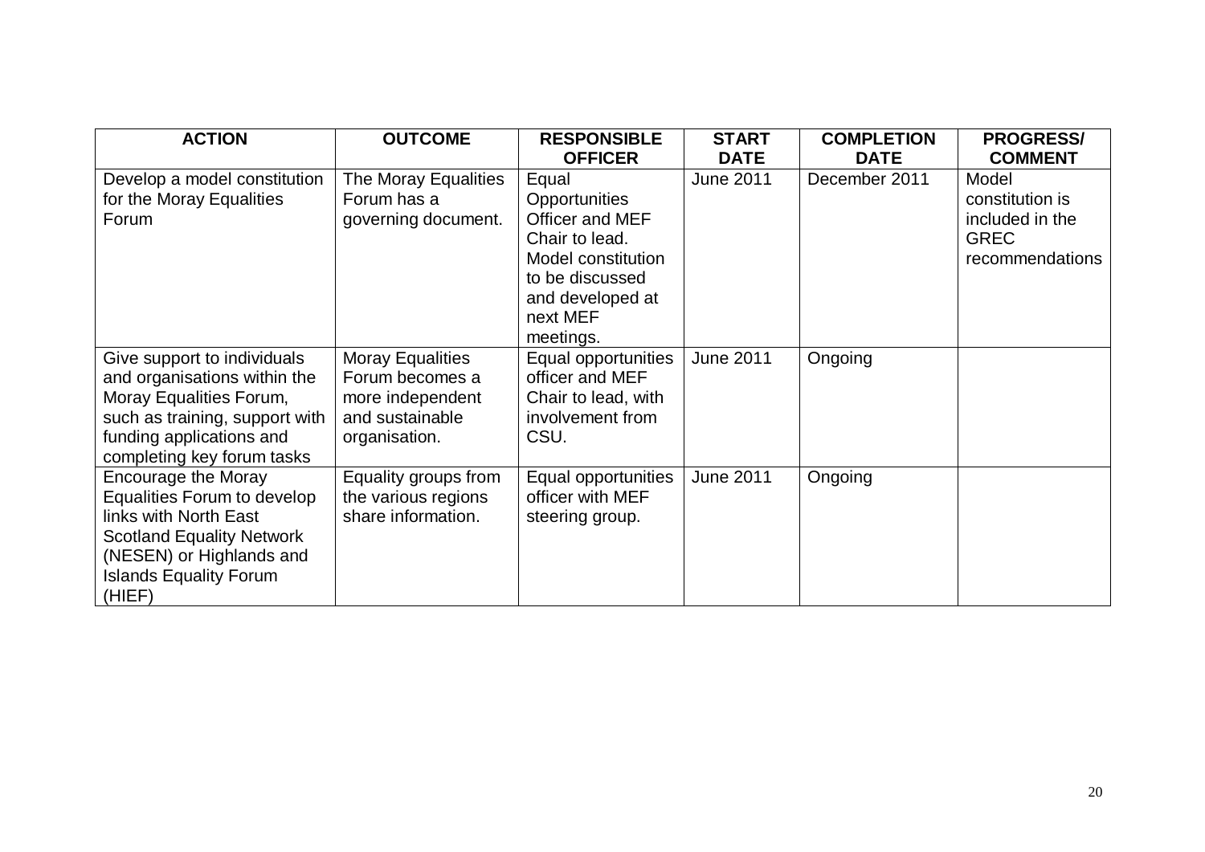| ACTION | OUTCOME | RESPONSIBLE OFFICER | START DATE | COMPLETION DATE | PROGRESS/ COMMENT |
| --- | --- | --- | --- | --- | --- |
| Develop a model constitution for the Moray Equalities Forum | The Moray Equalities Forum has a governing document. | Equal Opportunities Officer and MEF Chair to lead. Model constitution to be discussed and developed at next MEF meetings. | June 2011 | December 2011 | Model constitution is included in the GREC recommendations |
| Give support to individuals and organisations within the Moray Equalities Forum, such as training, support with funding applications and completing key forum tasks | Moray Equalities Forum becomes a more independent and sustainable organisation. | Equal opportunities officer and MEF Chair to lead, with involvement from CSU. | June 2011 | Ongoing | |
| Encourage the Moray Equalities Forum to develop links with North East Scotland Equality Network (NESEN) or Highlands and Islands Equality Forum (HIEF) | Equality groups from the various regions share information. | Equal opportunities officer with MEF steering group. | June 2011 | Ongoing | |